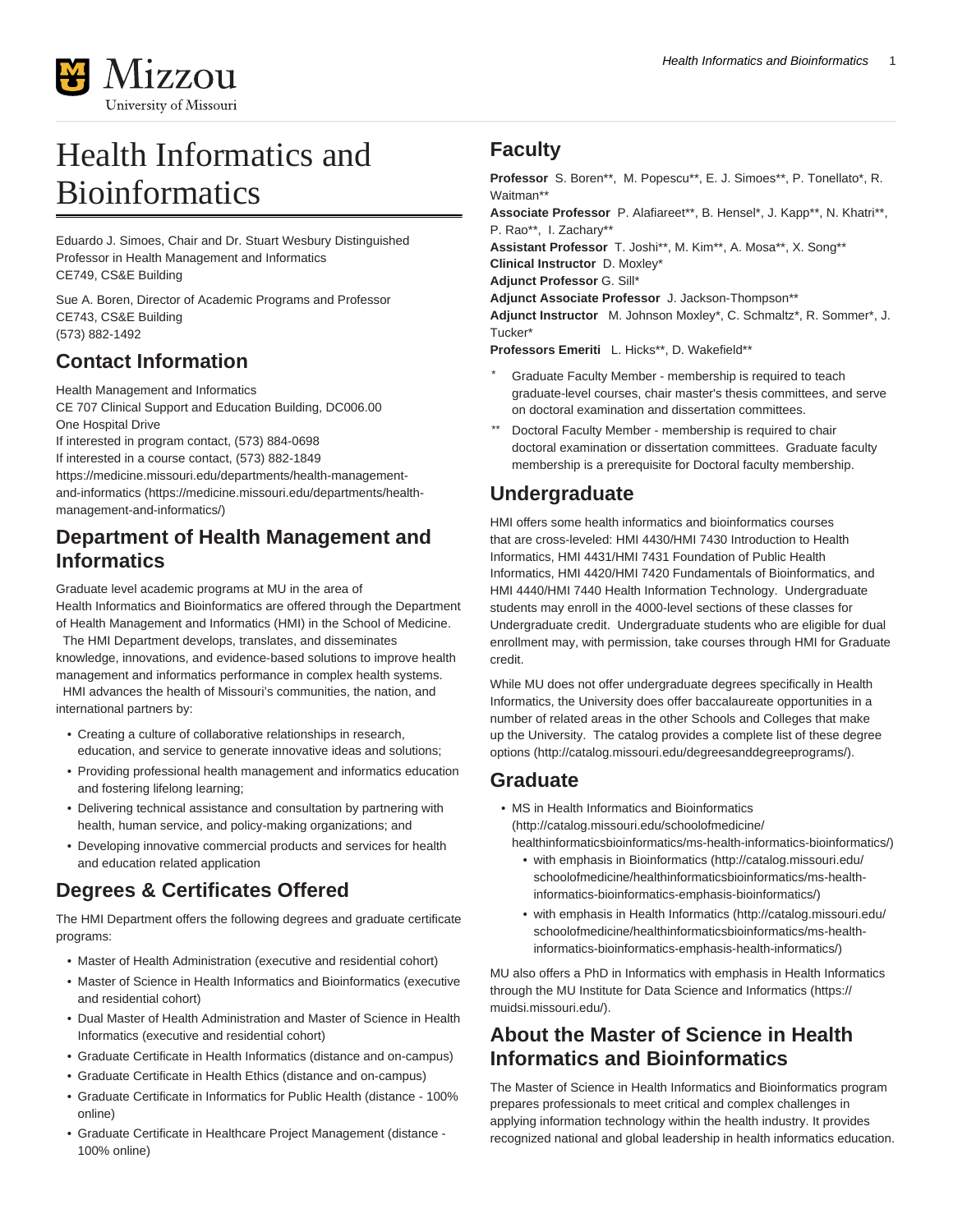# Health Informatics and Bioinformatics

Eduardo J. Simoes, Chair and Dr. Stuart Wesbury Distinguished Professor in Health Management and Informatics
CE749, CS&E Building

Sue A. Boren, Director of Academic Programs and Professor
CE743, CS&E Building
(573) 882-1492

## Contact Information

Health Management and Informatics
CE 707 Clinical Support and Education Building, DC006.00
One Hospital Drive
If interested in program contact, (573) 884-0698
If interested in a course contact, (573) 882-1849
https://medicine.missouri.edu/departments/health-management-and-informatics (https://medicine.missouri.edu/departments/health-management-and-informatics/)

## Department of Health Management and Informatics

Graduate level academic programs at MU in the area of Health Informatics and Bioinformatics are offered through the Department of Health Management and Informatics (HMI) in the School of Medicine. The HMI Department develops, translates, and disseminates knowledge, innovations, and evidence-based solutions to improve health management and informatics performance in complex health systems. HMI advances the health of Missouri's communities, the nation, and international partners by:

- Creating a culture of collaborative relationships in research, education, and service to generate innovative ideas and solutions;
- Providing professional health management and informatics education and fostering lifelong learning;
- Delivering technical assistance and consultation by partnering with health, human service, and policy-making organizations; and
- Developing innovative commercial products and services for health and education related application

## Degrees & Certificates Offered

The HMI Department offers the following degrees and graduate certificate programs:

- Master of Health Administration (executive and residential cohort)
- Master of Science in Health Informatics and Bioinformatics (executive and residential cohort)
- Dual Master of Health Administration and Master of Science in Health Informatics (executive and residential cohort)
- Graduate Certificate in Health Informatics (distance and on-campus)
- Graduate Certificate in Health Ethics (distance and on-campus)
- Graduate Certificate in Informatics for Public Health (distance - 100% online)
- Graduate Certificate in Healthcare Project Management (distance - 100% online)

## Faculty

**Professor** S. Boren**, M. Popescu**, E. J. Simoes**, P. Tonellato*, R. Waitman**
**Associate Professor** P. Alafiareet**, B. Hensel*, J. Kapp**, N. Khatri**, P. Rao**, I. Zachary**
**Assistant Professor** T. Joshi**, M. Kim**, A. Mosa**, X. Song**
**Clinical Instructor** D. Moxley*
**Adjunct Professor** G. Sill*
**Adjunct Associate Professor** J. Jackson-Thompson**
**Adjunct Instructor** M. Johnson Moxley*, C. Schmaltz*, R. Sommer*, J. Tucker*
**Professors Emeriti** L. Hicks**, D. Wakefield**

- \* Graduate Faculty Member - membership is required to teach graduate-level courses, chair master's thesis committees, and serve on doctoral examination and dissertation committees.
- \*\* Doctoral Faculty Member - membership is required to chair doctoral examination or dissertation committees. Graduate faculty membership is a prerequisite for Doctoral faculty membership.

## Undergraduate

HMI offers some health informatics and bioinformatics courses that are cross-leveled: HMI 4430/HMI 7430 Introduction to Health Informatics, HMI 4431/HMI 7431 Foundation of Public Health Informatics, HMI 4420/HMI 7420 Fundamentals of Bioinformatics, and HMI 4440/HMI 7440 Health Information Technology. Undergraduate students may enroll in the 4000-level sections of these classes for Undergraduate credit. Undergraduate students who are eligible for dual enrollment may, with permission, take courses through HMI for Graduate credit.

While MU does not offer undergraduate degrees specifically in Health Informatics, the University does offer baccalaureate opportunities in a number of related areas in the other Schools and Colleges that make up the University. The catalog provides a complete list of these degree options (http://catalog.missouri.edu/degreesanddegreeprograms/).

## Graduate

- MS in Health Informatics and Bioinformatics (http://catalog.missouri.edu/schoolofmedicine/healthinformaticsbioinformatics/ms-health-informatics-bioinformatics/)
  - with emphasis in Bioinformatics (http://catalog.missouri.edu/schoolofmedicine/healthinformaticsbioinformatics/ms-health-informatics-bioinformatics-emphasis-bioinformatics/)
  - with emphasis in Health Informatics (http://catalog.missouri.edu/schoolofmedicine/healthinformaticsbioinformatics/ms-health-informatics-bioinformatics-emphasis-health-informatics/)

MU also offers a PhD in Informatics with emphasis in Health Informatics through the MU Institute for Data Science and Informatics (https://muidsi.missouri.edu/).

## About the Master of Science in Health Informatics and Bioinformatics

The Master of Science in Health Informatics and Bioinformatics program prepares professionals to meet critical and complex challenges in applying information technology within the health industry. It provides recognized national and global leadership in health informatics education.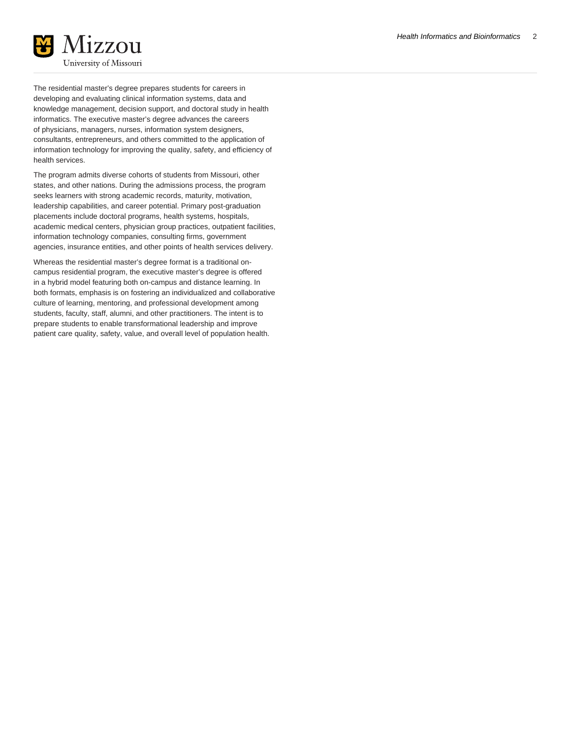The residential master's degree prepares students for careers in developing and evaluating clinical information systems, data and knowledge management, decision support, and doctoral study in health informatics. The executive master's degree advances the careers of physicians, managers, nurses, information system designers, consultants, entrepreneurs, and others committed to the application of information technology for improving the quality, safety, and efficiency of health services.

The program admits diverse cohorts of students from Missouri, other states, and other nations. During the admissions process, the program seeks learners with strong academic records, maturity, motivation, leadership capabilities, and career potential. Primary post-graduation placements include doctoral programs, health systems, hospitals, academic medical centers, physician group practices, outpatient facilities, information technology companies, consulting firms, government agencies, insurance entities, and other points of health services delivery.

Whereas the residential master's degree format is a traditional on-campus residential program, the executive master's degree is offered in a hybrid model featuring both on-campus and distance learning. In both formats, emphasis is on fostering an individualized and collaborative culture of learning, mentoring, and professional development among students, faculty, staff, alumni, and other practitioners. The intent is to prepare students to enable transformational leadership and improve patient care quality, safety, value, and overall level of population health.